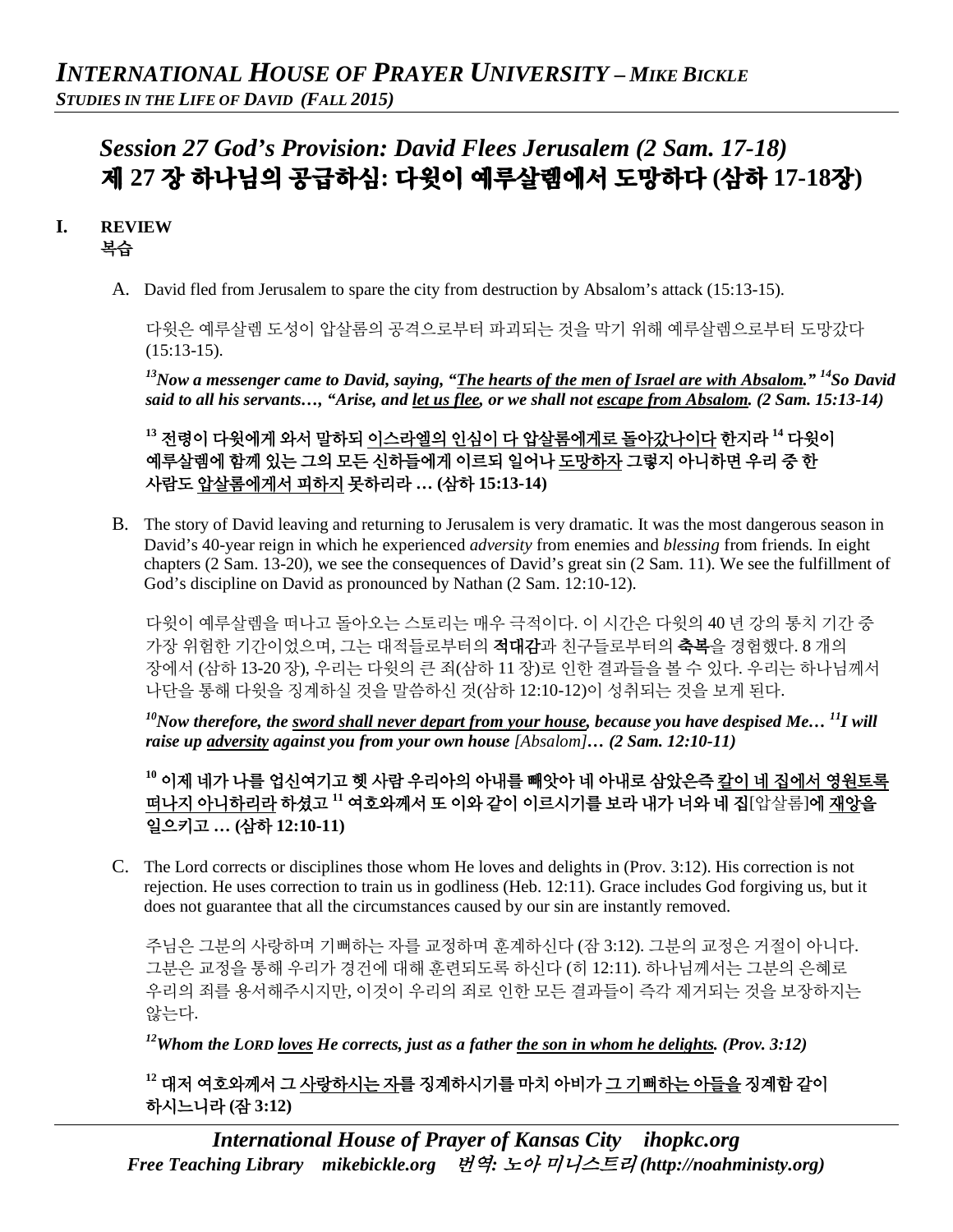# *Session 27 God's Provision: David Flees Jerusalem (2 Sam. 17-18)*
# 제 27 장 하나님의 공급하심: 다윗이 예루살렘에서 도망하다 (삼하 17-18장)

## I. REVIEW
## 복습

A. David fled from Jerusalem to spare the city from destruction by Absalom's attack (15:13-15).

다윗은 예루살렘 도성이 압살롬의 공격으로부터 파괴되는 것을 막기 위해 예루살렘으로부터 도망갔다 (15:13-15).

***[13]Now a messenger came to David, saying, "<u>The hearts of the men of Israel are with Absalom</u>." [14]So David said to all his servants…, "Arise, and <u>let us flee</u>, or we shall not <u>escape from Absalom</u>. (2 Sam. 15:13-14)***

**[13] 전령이 다윗에게 와서 말하되 <u>이스라엘의 인심이 다 압살롬에게로 돌아갔나이다</u> 한지라 [14] 다윗이 예루살렘에 함께 있는 그의 모든 신하들에게 이르되 일어나 <u>도망하자</u> 그렇지 아니하면 우리 중 한 사람도 <u>압살롬에게서 피하지</u> 못하리라 … (삼하 15:13-14)**

B. The story of David leaving and returning to Jerusalem is very dramatic. It was the most dangerous season in David's 40-year reign in which he experienced *adversity* from enemies and *blessing* from friends. In eight chapters (2 Sam. 13-20), we see the consequences of David's great sin (2 Sam. 11). We see the fulfillment of God's discipline on David as pronounced by Nathan (2 Sam. 12:10-12).

다윗이 예루살렘을 떠나고 돌아오는 스토리는 매우 극적이다. 이 시간은 다윗의 40 년 강의 통치 기간 중 가장 위험한 기간이었으며, 그는 대적들로부터의 **적대감**과 친구들로부터의 **축복**을 경험했다. 8 개의 장에서 (삼하 13-20 장), 우리는 다윗의 큰 죄(삼하 11 장)로 인한 결과들을 볼 수 있다. 우리는 하나님께서 나단을 통해 다윗을 징계하실 것을 말씀하신 것(삼하 12:10-12)이 성취되는 것을 보게 된다.

***[10]Now therefore, the <u>sword shall never depart from your house</u>, because you have despised Me… [11]I will raise up <u>adversity</u> against you from your own house*** *[Absalom]****… (2 Sam. 12:10-11)***

**[10] 이제 네가 나를 업신여기고 헷 사람 우리아의 아내를 빼앗아 네 아내로 삼았은즉 <u>칼이 네 집에서 영원토록 떠나지 아니하리라</u> 하셨고 [11] 여호와께서 또 이와 같이 이르시기를 보라 내가 너와 네 집**[압살롬]**에 <u>재앙을</u> 일으키고 … (삼하 12:10-11)**

C. The Lord corrects or disciplines those whom He loves and delights in (Prov. 3:12). His correction is not rejection. He uses correction to train us in godliness (Heb. 12:11). Grace includes God forgiving us, but it does not guarantee that all the circumstances caused by our sin are instantly removed.

주님은 그분의 사랑하며 기뻐하는 자를 교정하며 훈계하신다 (잠 3:12). 그분의 교정은 거절이 아니다. 그분은 교정을 통해 우리가 경건에 대해 훈련되도록 하신다 (히 12:11). 하나님께서는 그분의 은혜로 우리의 죄를 용서해주시지만, 이것이 우리의 죄로 인한 모든 결과들이 즉각 제거되는 것을 보장하지는 않는다.

***[12]Whom the LORD <u>loves</u> He corrects, just as a father <u>the son in whom he delights</u>. (Prov. 3:12)***

**[12] 대저 여호와께서 그 <u>사랑하시는 자</u>를 징계하시기를 마치 아비가 <u>그 기뻐하는 아들을</u> 징계함 같이 하시느니라 (잠 3:12)**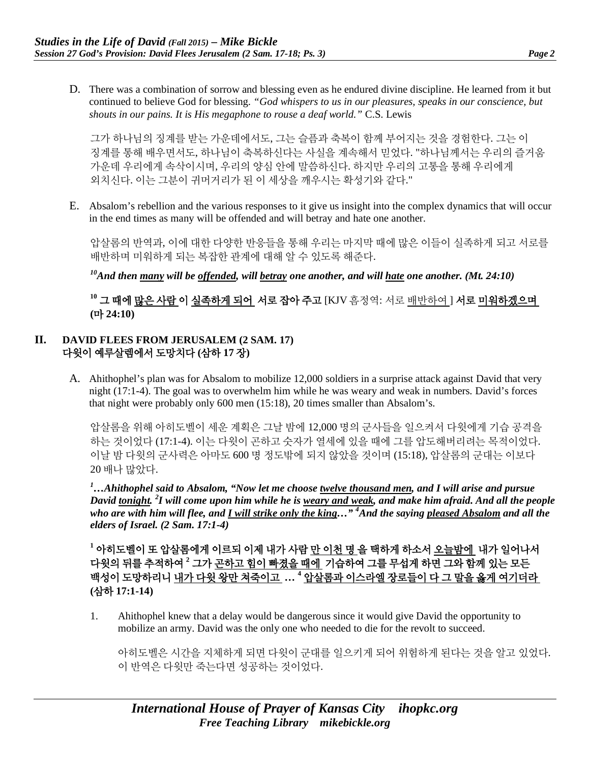D. There was a combination of sorrow and blessing even as he endured divine discipline. He learned from it but continued to believe God for blessing. *"God whispers to us in our pleasures, speaks in our conscience, but shouts in our pains. It is His megaphone to rouse a deaf world."* C.S. Lewis

그가 하나님의 징계를 받는 가운데에서도, 그는 슬픔과 축복이 함께 부어지는 것을 경험한다. 그는 이 징계를 통해 배우면서도, 하나님이 축복하신다는 사실을 계속해서 믿었다. "하나님께서는 우리의 즐거움 가운데 우리에게 속삭이시며, 우리의 양심 안에 말씀하신다. 하지만 우리의 고통을 통해 우리에게 외치신다. 이는 그분이 귀머거리가 된 이 세상을 깨우시는 확성기와 같다."

E. Absalom's rebellion and the various responses to it give us insight into the complex dynamics that will occur in the end times as many will be offended and will betray and hate one another.

압살롬의 반역과, 이에 대한 다양한 반응들을 통해 우리는 마지막 때에 많은 이들이 실족하게 되고 서로를 배반하며 미워하게 되는 복잡한 관계에 대해 알 수 있도록 해준다.

***[10]And then <u>many</u> will be <u>offended</u>, will <u>betray</u> one another, and will <u>hate</u> one another. (Mt. 24:10)***

**[10] 그 때에 <u>많은 사람</u> 이 <u>실족하게 되어</u> 서로 잡아 주고** [KJV 흠정역: 서로 <u>배반하여</u>] **서로 <u>미워하겠으며</u> (마 24:10)**

## II. DAVID FLEES FROM JERUSALEM (2 SAM. 17) 다윗이 예루살렘에서 도망치다 (삼하 17 장)

A. Ahithophel's plan was for Absalom to mobilize 12,000 soldiers in a surprise attack against David that very night (17:1-4). The goal was to overwhelm him while he was weary and weak in numbers. David's forces that night were probably only 600 men (15:18), 20 times smaller than Absalom's.

압살롬을 위해 아히도벨이 세운 계획은 그날 밤에 12,000 명의 군사들을 일으켜서 다윗에게 기습 공격을 하는 것이었다 (17:1-4). 이는 다윗이 곤하고 숫자가 열세에 있을 때에 그를 압도해버리려는 목적이었다. 이날 밤 다윗의 군사력은 아마도 600 명 정도밖에 되지 않았을 것이며 (15:18), 압살롬의 군대는 이보다 20 배나 많았다.

***[1]…Ahithophel said to Absalom, "Now let me choose <u>twelve thousand men</u>, and I will arise and pursue David <u>tonight</u>. [2]I will come upon him while he is <u>weary and weak</u>, and make him afraid. And all the people who are with him will flee, and <u>I will strike only the king</u>…" [4]And the saying <u>pleased Absalom</u> and all the elders of Israel. (2 Sam. 17:1-4)***

**[1] 아히도벨이 또 압살롬에게 이르되 이제 내가 사람 <u>만 이천 명</u> 을 택하게 하소서 <u>오늘밤에</u> 내가 일어나서 다윗의 뒤를 추적하여 [2] 그가 <u>곤하고 힘이 빠졌을 때에</u> 기습하여 그를 무섭게 하면 그와 함께 있는 모든 백성이 도망하리니 <u>내가 다윗 왕만 쳐죽이고</u> … [4] <u>압살롬과 이스라엘 장로들이 다 그 말을 옳게 여기더라</u> (삼하 17:1-14)**

1. Ahithophel knew that a delay would be dangerous since it would give David the opportunity to mobilize an army. David was the only one who needed to die for the revolt to succeed.

   아히도벨은 시간을 지체하게 되면 다윗이 군대를 일으키게 되어 위험하게 된다는 것을 알고 있었다. 이 반역은 다윗만 죽는다면 성공하는 것이었다.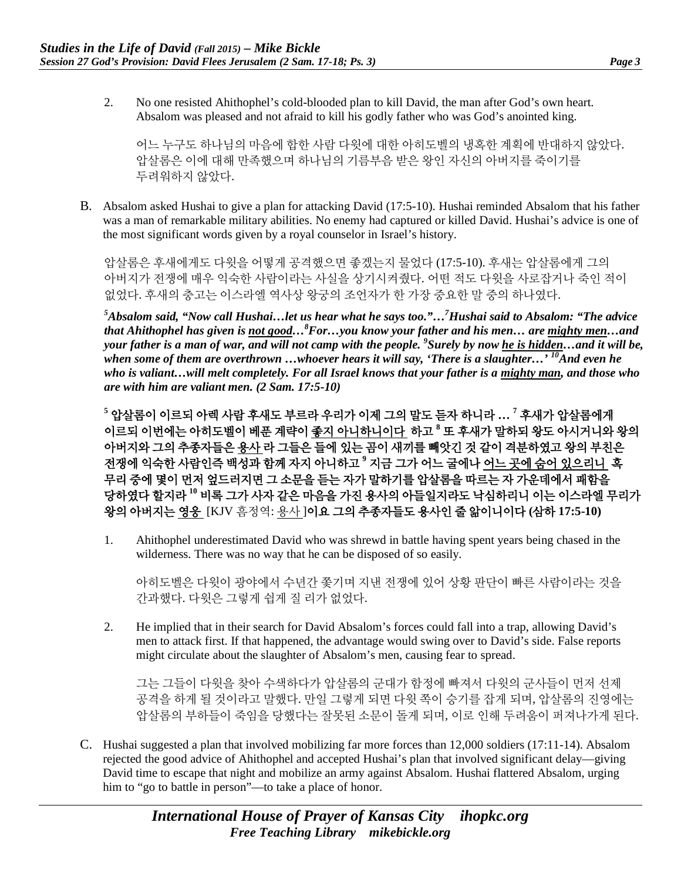2. No one resisted Ahithophel's cold-blooded plan to kill David, the man after God's own heart. Absalom was pleased and not afraid to kill his godly father who was God's anointed king.

   어느 누구도 하나님의 마음에 합한 사람 다윗에 대한 아히도벨의 냉혹한 계획에 반대하지 않았다. 압살롬은 이에 대해 만족했으며 하나님의 기름부음 받은 왕인 자신의 아버지를 죽이기를 두려워하지 않았다.

B. Absalom asked Hushai to give a plan for attacking David (17:5-10). Hushai reminded Absalom that his father was a man of remarkable military abilities. No enemy had captured or killed David. Hushai's advice is one of the most significant words given by a royal counselor in Israel's history.

압살롬은 후새에게도 다윗을 어떻게 공격했으면 좋겠는지 물었다 (17:5-10). 후새는 압살롬에게 그의 아버지가 전쟁에 매우 익숙한 사람이라는 사실을 상기시켜줬다. 어떤 적도 다윗을 사로잡거나 죽인 적이 없었다. 후새의 충고는 이스라엘 역사상 왕궁의 조언자가 한 가장 중요한 말 중의 하나였다.

***[5]Absalom said, "Now call Hushai…let us hear what he says too."…[7]Hushai said to Absalom: "The advice that Ahithophel has given is <u>not good</u>…[8]For…you know your father and his men… are <u>mighty men</u>…and your father is a man of war, and will not camp with the people. [9]Surely by now <u>he is hidden</u>…and it will be, when some of them are overthrown …whoever hears it will say, 'There is a slaughter…' [10]And even he who is valiant…will melt completely. For all Israel knows that your father is a <u>mighty man</u>, and those who are with him are valiant men. (2 Sam. 17:5-10)***

**[5] 압살롬이 이르되 아렉 사람 후새도 부르라 우리가 이제 그의 말도 듣자 하니라 … [7] 후새가 압살롬에게 이르되 이번에는 아히도벨이 베푼 계략이 <u>좋지 아니하니이다</u> 하고 [8] 또 후새가 말하되 왕도 아시거니와 왕의 아버지와 그의 추종자들은 <u>용사</u>라 그들은 들에 있는 곰이 새끼를 빼앗긴 것 같이 격분하였고 왕의 부친은 전쟁에 익숙한 사람인즉 백성과 함께 자지 아니하고 [9] 지금 그가 어느 굴에나 <u>어느 곳에 숨어 있으리니</u> 혹 무리 중에 몇이 먼저 엎드러지면 그 소문을 듣는 자가 말하기를 압살롬을 따르는 자 가운데에서 패함을 당하였다 할지라 [10] 비록 그가 사자 같은 마음을 가진 용사의 아들일지라도 낙심하리니 이는 이스라엘 무리가 왕의 아버지는 <u>영웅</u> [KJV 흠정역: <u>용사</u>]이요 그의 추종자들도 용사인 줄 앎이니이다 (삼하 17:5-10)**

1. Ahithophel underestimated David who was shrewd in battle having spent years being chased in the wilderness. There was no way that he can be disposed of so easily.

   아히도벨은 다윗이 광야에서 수년간 쫓기며 지낸 전쟁에 있어 상황 판단이 빠른 사람이라는 것을 간과했다. 다윗은 그렇게 쉽게 질 리가 없었다.

2. He implied that in their search for David Absalom's forces could fall into a trap, allowing David's men to attack first. If that happened, the advantage would swing over to David's side. False reports might circulate about the slaughter of Absalom's men, causing fear to spread.

   그는 그들이 다윗을 찾아 수색하다가 압살롬의 군대가 함정에 빠져서 다윗의 군사들이 먼저 선제 공격을 하게 될 것이라고 말했다. 만일 그렇게 되면 다윗 쪽이 승기를 잡게 되며, 압살롬의 진영에는 압살롬의 부하들이 죽임을 당했다는 잘못된 소문이 돌게 되며, 이로 인해 두려움이 퍼져나가게 된다.

C. Hushai suggested a plan that involved mobilizing far more forces than 12,000 soldiers (17:11-14). Absalom rejected the good advice of Ahithophel and accepted Hushai's plan that involved significant delay—giving David time to escape that night and mobilize an army against Absalom. Hushai flattered Absalom, urging him to "go to battle in person"—to take a place of honor.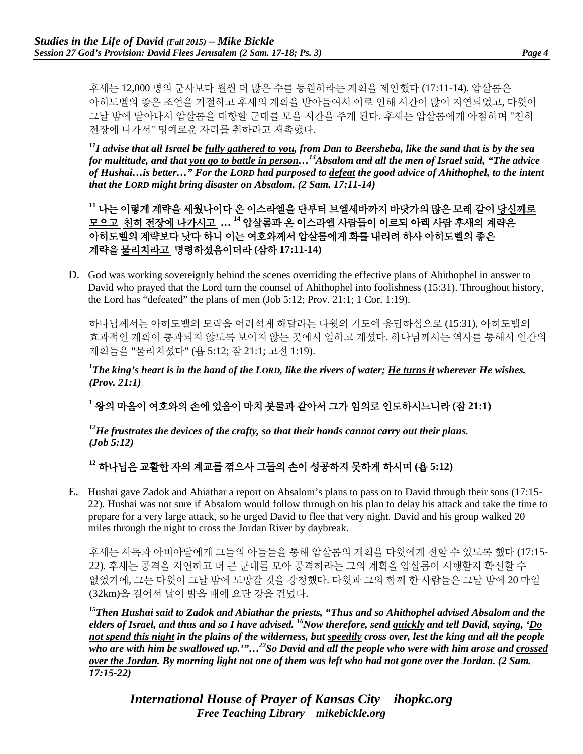후새는 12,000 명의 군사보다 훨씬 더 많은 수를 동원하라는 계획을 제안했다 (17:11-14). 압살롬은 아히도벨의 좋은 조언을 거절하고 후새의 계획을 받아들여서 이로 인해 시간이 많이 지연되었고, 다윗이 그날 밤에 달아나서 압살롬을 대항할 군대를 모을 시간을 주게 된다. 후새는 압살롬에게 아첨하며 "친히 전장에 나가서" 명예로운 자리를 취하라고 재촉했다.

***[11]I advise that all Israel be <u>fully gathered to you</u>, from Dan to Beersheba, like the sand that is by the sea for multitude, and that <u>you go to battle in person</u>…[14]Absalom and all the men of Israel said, "The advice of Hushai…is better…" For the LORD had purposed to <u>defeat</u> the good advice of Ahithophel, to the intent that the LORD might bring disaster on Absalom. (2 Sam. 17:11-14)***

**[11] 나는 이렇게 계략을 세웠나이다 온 이스라엘을 단부터 브엘세바까지 바닷가의 많은 모래 같이 <u>당신께로 모으고</u> <u>친히 전장에 나가시고</u> … [14] 압살롬과 온 이스라엘 사람들이 이르되 아렉 사람 후새의 계략은 아히도벨의 계략보다 낫다 하니 이는 여호와께서 압살롬에게 화를 내리려 하사 아히도벨의 좋은 계략을 <u>물리치라고</u> 명령하셨음이더라 (삼하 17:11-14)**

D. God was working sovereignly behind the scenes overriding the effective plans of Ahithophel in answer to David who prayed that the Lord turn the counsel of Ahithophel into foolishness (15:31). Throughout history, the Lord has "defeated" the plans of men (Job 5:12; Prov. 21:1; 1 Cor. 1:19).

하나님께서는 아히도벨의 모략을 어리석게 해달라는 다윗의 기도에 응답하심으로 (15:31), 아히도벨의 효과적인 계획이 통과되지 않도록 보이지 않는 곳에서 일하고 계셨다. 하나님께서는 역사를 통해서 인간의 계획들을 "물리치셨다" (욥 5:12; 잠 21:1; 고전 1:19).

***[1]The king's heart is in the hand of the LORD, like the rivers of water; <u>He turns it</u> wherever He wishes. (Prov. 21:1)***

**[1] 왕의 마음이 여호와의 손에 있음이 마치 봇물과 같아서 그가 임의로 <u>인도하시느니라</u> (잠 21:1)**

***[12]He frustrates the devices of the crafty, so that their hands cannot carry out their plans. (Job 5:12)***

**[12] 하나님은 교활한 자의 계교를 꺾으사 그들의 손이 성공하지 못하게 하시며 (욥 5:12)**

E. Hushai gave Zadok and Abiathar a report on Absalom's plans to pass on to David through their sons (17:15-22). Hushai was not sure if Absalom would follow through on his plan to delay his attack and take the time to prepare for a very large attack, so he urged David to flee that very night. David and his group walked 20 miles through the night to cross the Jordan River by daybreak.

후새는 사독과 아비아달에게 그들의 아들들을 통해 압살롬의 계획을 다윗에게 전할 수 있도록 했다 (17:15-22). 후새는 공격을 지연하고 더 큰 군대를 모아 공격하라는 그의 계획을 압살롬이 시행할지 확신할 수 없었기에, 그는 다윗이 그날 밤에 도망갈 것을 강청했다. 다윗과 그와 함께 한 사람들은 그날 밤에 20 마일 (32km)을 걸어서 날이 밝을 때에 요단 강을 건넜다.

***[15]Then Hushai said to Zadok and Abiathar the priests, "Thus and so Ahithophel advised Absalom and the elders of Israel, and thus and so I have advised. [16]Now therefore, send <u>quickly</u> and tell David, saying, '<u>Do not spend this night</u> in the plains of the wilderness, but <u>speedily</u> cross over, lest the king and all the people who are with him be swallowed up.'"…[22]So David and all the people who were with him arose and <u>crossed over the Jordan</u>. By morning light not one of them was left who had not gone over the Jordan. (2 Sam. 17:15-22)***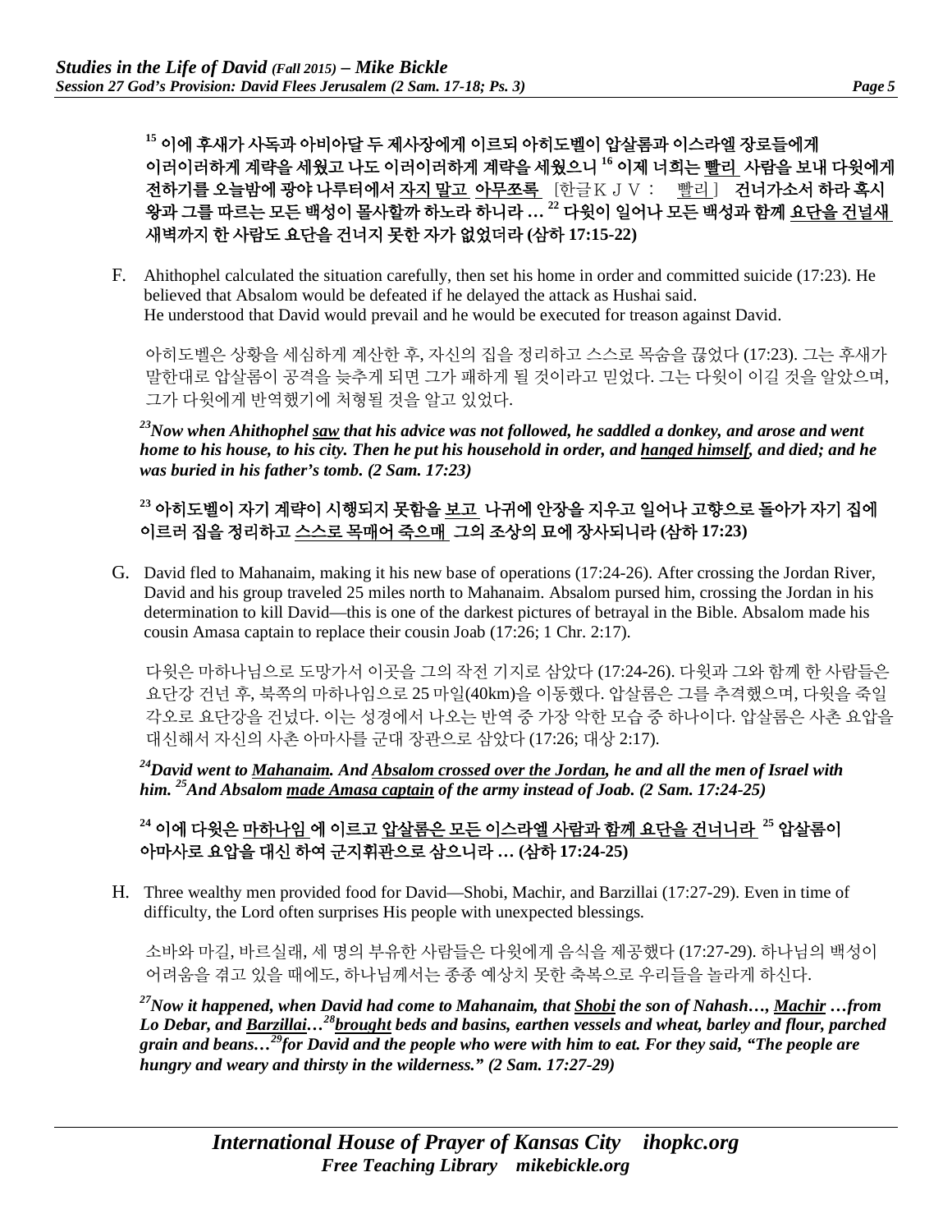**[15] 이에 후새가 사독과 아비아달 두 제사장에게 이르되 아히도벨이 압살롬과 이스라엘 장로들에게 이러이러하게 계략을 세웠고 나도 이러이러하게 계략을 세웠으니 [16] 이제 너희는 빨리 사람을 보내 다윗에게 전하기를 오늘밤에 광야 나루터에서 자지 말고 아무쪼록** [한글ＫＪＶ： 빨리] **건너가소서 하라 혹시 왕과 그를 따르는 모든 백성이 몰사할까 하노라 하니라 … [22] 다윗이 일어나 모든 백성과 함께 요단을 건널새 새벽까지 한 사람도 요단을 건너지 못한 자가 없었더라 (삼하 17:15-22)**

F. Ahithophel calculated the situation carefully, then set his home in order and committed suicide (17:23). He believed that Absalom would be defeated if he delayed the attack as Hushai said. He understood that David would prevail and he would be executed for treason against David.

아히도벨은 상황을 세심하게 계산한 후, 자신의 집을 정리하고 스스로 목숨을 끊었다 (17:23). 그는 후새가 말한대로 압살롬이 공격을 늦추게 되면 그가 패하게 될 것이라고 믿었다. 그는 다윗이 이길 것을 알았으며, 그가 다윗에게 반역했기에 처형될 것을 알고 있었다.

***[23]Now when Ahithophel saw that his advice was not followed, he saddled a donkey, and arose and went home to his house, to his city. Then he put his household in order, and hanged himself, and died; and he was buried in his father's tomb. (2 Sam. 17:23)***

**[23] 아히도벨이 자기 계략이 시행되지 못함을 보고 나귀에 안장을 지우고 일어나 고향으로 돌아가 자기 집에 이르러 집을 정리하고 스스로 목매어 죽으매 그의 조상의 묘에 장사되니라 (삼하 17:23)**

G. David fled to Mahanaim, making it his new base of operations (17:24-26). After crossing the Jordan River, David and his group traveled 25 miles north to Mahanaim. Absalom pursed him, crossing the Jordan in his determination to kill David—this is one of the darkest pictures of betrayal in the Bible. Absalom made his cousin Amasa captain to replace their cousin Joab (17:26; 1 Chr. 2:17).

다윗은 마하나님으로 도망가서 이곳을 그의 작전 기지로 삼았다 (17:24-26). 다윗과 그와 함께 한 사람들은 요단강 건넌 후, 북쪽의 마하나임으로 25 마일(40km)을 이동했다. 압살롬은 그를 추격했으며, 다윗을 죽일 각오로 요단강을 건넜다. 이는 성경에서 나오는 반역 중 가장 악한 모습 중 하나이다. 압살롬은 사촌 요압을 대신해서 자신의 사촌 아마사를 군대 장관으로 삼았다 (17:26; 대상 2:17).

***[24]David went to Mahanaim. And Absalom crossed over the Jordan, he and all the men of Israel with him. [25]And Absalom made Amasa captain of the army instead of Joab. (2 Sam. 17:24-25)***

**[24] 이에 다윗은 마하나임 에 이르고 압살롬은 모든 이스라엘 사람과 함께 요단을 건너니라 [25] 압살롬이 아마사로 요압을 대신 하여 군지휘관으로 삼으니라 … (삼하 17:24-25)**

H. Three wealthy men provided food for David—Shobi, Machir, and Barzillai (17:27-29). Even in time of difficulty, the Lord often surprises His people with unexpected blessings.

소바와 마길, 바르실래, 세 명의 부유한 사람들은 다윗에게 음식을 제공했다 (17:27-29). 하나님의 백성이 어려움을 겪고 있을 때에도, 하나님께서는 종종 예상치 못한 축복으로 우리들을 놀라게 하신다.

***[27]Now it happened, when David had come to Mahanaim, that Shobi the son of Nahash…, Machir …from Lo Debar, and Barzillai…[28]brought beds and basins, earthen vessels and wheat, barley and flour, parched grain and beans…[29]for David and the people who were with him to eat. For they said, "The people are hungry and weary and thirsty in the wilderness." (2 Sam. 17:27-29)***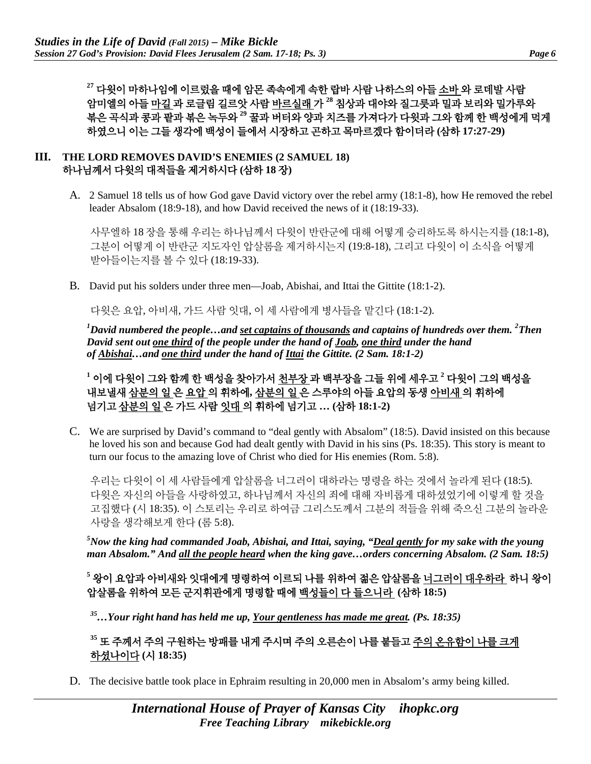**[27] 다윗이 마하나임에 이르렀을 때에 암몬 족속에게 속한 랍바 사람 나하스의 아들 <u>소바</u> 와 로데발 사람 암미엘의 아들 <u>마길</u> 과 로글림 길르앗 사람 <u>바르실래</u> 가 [28] 침상과 대야와 질그릇과 밀과 보리와 밀가루와 볶은 곡식과 콩과 팥과 볶은 녹두와 [29] 꿀과 버터와 양과 치즈를 가져다가 다윗과 그와 함께 한 백성에게 먹게 하였으니 이는 그들 생각에 백성이 들에서 시장하고 곤하고 목마르겠다 함이더라 (삼하 17:27-29)**

## III. THE LORD REMOVES DAVID'S ENEMIES (2 SAMUEL 18)
## 하나님께서 다윗의 대적들을 제거하시다 (삼하 18 장)

A. 2 Samuel 18 tells us of how God gave David victory over the rebel army (18:1-8), how He removed the rebel leader Absalom (18:9-18), and how David received the news of it (18:19-33).

사무엘하 18 장을 통해 우리는 하나님께서 다윗이 반란군에 대해 어떻게 승리하도록 하시는지를 (18:1-8), 그분이 어떻게 이 반란군 지도자인 압살롬을 제거하시는지 (19:8-18), 그리고 다윗이 이 소식을 어떻게 받아들이는지를 볼 수 있다 (18:19-33).

B. David put his solders under three men—Joab, Abishai, and Ittai the Gittite (18:1-2).

다윗은 요압, 아비새, 가드 사람 잇대, 이 세 사람에게 병사들을 맡긴다 (18:1-2).

***[1]David numbered the people…and <u>set captains of thousands</u> and captains of hundreds over them. [2]Then David sent out <u>one third</u> of the people under the hand of <u>Joab</u>, <u>one third</u> under the hand of <u>Abishai</u>…and <u>one third</u> under the hand of <u>Ittai</u> the Gittite. (2 Sam. 18:1-2)***

**[1] 이에 다윗이 그와 함께 한 백성을 찾아가서 <u>천부장</u> 과 백부장을 그들 위에 세우고 [2] 다윗이 그의 백성을 내보낼새 <u>삼분의 일</u> 은 <u>요압</u> 의 휘하에, <u>삼분의 일</u> 은 스루야의 아들 요압의 동생 <u>아비새</u> 의 휘하에 넘기고 <u>삼분의 일</u> 은 가드 사람 <u>잇대</u> 의 휘하에 넘기고 … (삼하 18:1-2)**

C. We are surprised by David's command to "deal gently with Absalom" (18:5). David insisted on this because he loved his son and because God had dealt gently with David in his sins (Ps. 18:35). This story is meant to turn our focus to the amazing love of Christ who died for His enemies (Rom. 5:8).

우리는 다윗이 이 세 사람들에게 압살롬을 너그러이 대하라는 명령을 하는 것에서 놀라게 된다 (18:5). 다윗은 자신의 아들을 사랑하였고, 하나님께서 자신의 죄에 대해 자비롭게 대하셨었기에 이렇게 할 것을 고집했다 (시 18:35). 이 스토리는 우리로 하여금 그리스도께서 그분의 적들을 위해 죽으신 그분의 놀라운 사랑을 생각해보게 한다 (롬 5:8).

***[5]Now the king had commanded Joab, Abishai, and Ittai, saying, "<u>Deal gently</u> for my sake with the young man Absalom." And <u>all the people heard</u> when the king gave…orders concerning Absalom. (2 Sam. 18:5)***

**[5] 왕이 요압과 아비새와 잇대에게 명령하여 이르되 나를 위하여 젊은 압살롬을 <u>너그러이 대우하라</u> 하니 왕이 압살롬을 위하여 모든 군지휘관에게 명령할 때에 <u>백성들이 다 들으니라</u> (삼하 18:5)**

***[35]…Your right hand has held me up, <u>Your gentleness has made me great</u>. (Ps. 18:35)***

**[35] 또 주께서 주의 구원하는 방패를 내게 주시며 주의 오른손이 나를 붙들고 <u>주의 온유함이 나를 크게 하셨나이다</u> (시 18:35)**

D. The decisive battle took place in Ephraim resulting in 20,000 men in Absalom's army being killed.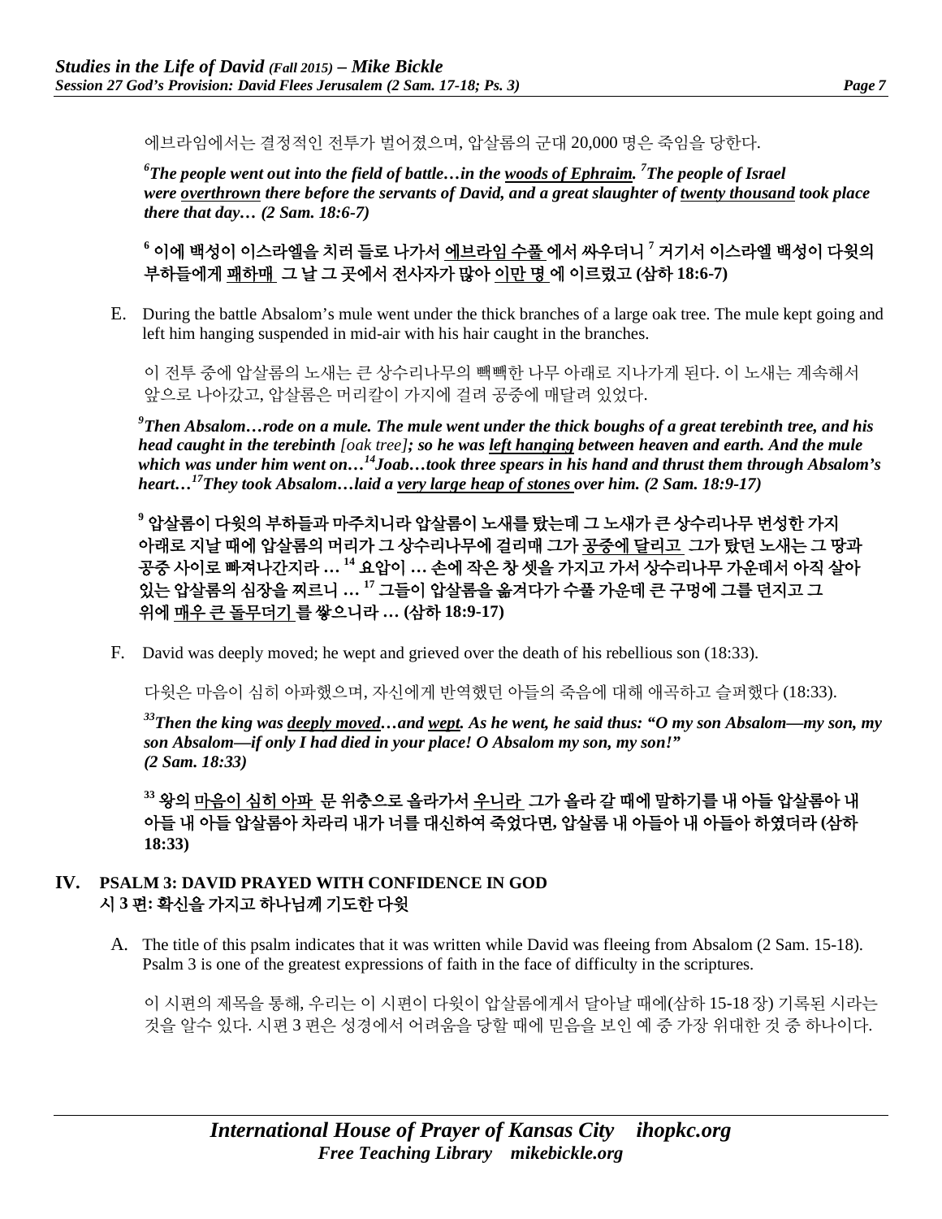에브라임에서는 결정적인 전투가 벌어졌으며, 압살롬의 군대 20,000 명은 죽임을 당한다.

***[6]The people went out into the field of battle…in the woods of Ephraim. [7]The people of Israel were overthrown there before the servants of David, and a great slaughter of twenty thousand took place there that day… (2 Sam. 18:6-7)***

**[6] 이에 백성이 이스라엘을 치러 들로 나가서 에브라임 수풀 에서 싸우더니 [7] 거기서 이스라엘 백성이 다윗의 부하들에게 패하매 그 날 그 곳에서 전사자가 많아 이만 명 에 이르렀고 (삼하 18:6-7)**

E. During the battle Absalom's mule went under the thick branches of a large oak tree. The mule kept going and left him hanging suspended in mid-air with his hair caught in the branches.

이 전투 중에 압살롬의 노새는 큰 상수리나무의 빽빽한 나무 아래로 지나가게 된다. 이 노새는 계속해서 앞으로 나아갔고, 압살롬은 머리칼이 가지에 걸려 공중에 매달려 있었다.

***[9]Then Absalom…rode on a mule. The mule went under the thick boughs of a great terebinth tree, and his head caught in the terebinth [oak tree]; so he was left hanging between heaven and earth. And the mule which was under him went on…[14]Joab…took three spears in his hand and thrust them through Absalom's heart…[17]They took Absalom…laid a very large heap of stones over him. (2 Sam. 18:9-17)***

**[9] 압살롬이 다윗의 부하들과 마주치니라 압살롬이 노새를 탔는데 그 노새가 큰 상수리나무 번성한 가지 아래로 지날 때에 압살롬의 머리가 그 상수리나무에 걸리매 그가 공중에 달리고 그가 탔던 노새는 그 땅과 공중 사이로 빠져나간지라 … [14] 요압이 … 손에 작은 창 셋을 가지고 가서 상수리나무 가운데서 아직 살아 있는 압살롬의 심장을 찌르니 … [17] 그들이 압살롬을 옮겨다가 수풀 가운데 큰 구멍에 그를 던지고 그 위에 매우 큰 돌무더기 를 쌓으니라 … (삼하 18:9-17)**

F. David was deeply moved; he wept and grieved over the death of his rebellious son (18:33).

다윗은 마음이 심히 아파했으며, 자신에게 반역했던 아들의 죽음에 대해 애곡하고 슬퍼했다 (18:33).

***[33]Then the king was deeply moved…and wept. As he went, he said thus: "O my son Absalom—my son, my son Absalom—if only I had died in your place! O Absalom my son, my son!" (2 Sam. 18:33)***

**[33] 왕의 마음이 심히 아파 문 위층으로 올라가서 우니라 그가 올라 갈 때에 말하기를 내 아들 압살롬아 내 아들 내 아들 압살롬아 차라리 내가 너를 대신하여 죽었다면, 압살롬 내 아들아 내 아들아 하였더라 (삼하 18:33)**

## IV. PSALM 3: DAVID PRAYED WITH CONFIDENCE IN GOD
## 시 3 편: 확신을 가지고 하나님께 기도한 다윗

A. The title of this psalm indicates that it was written while David was fleeing from Absalom (2 Sam. 15-18). Psalm 3 is one of the greatest expressions of faith in the face of difficulty in the scriptures.

이 시편의 제목을 통해, 우리는 이 시편이 다윗이 압살롬에게서 달아날 때에(삼하 15-18 장) 기록된 시라는 것을 알수 있다. 시편 3 편은 성경에서 어려움을 당할 때에 믿음을 보인 예 중 가장 위대한 것 중 하나이다.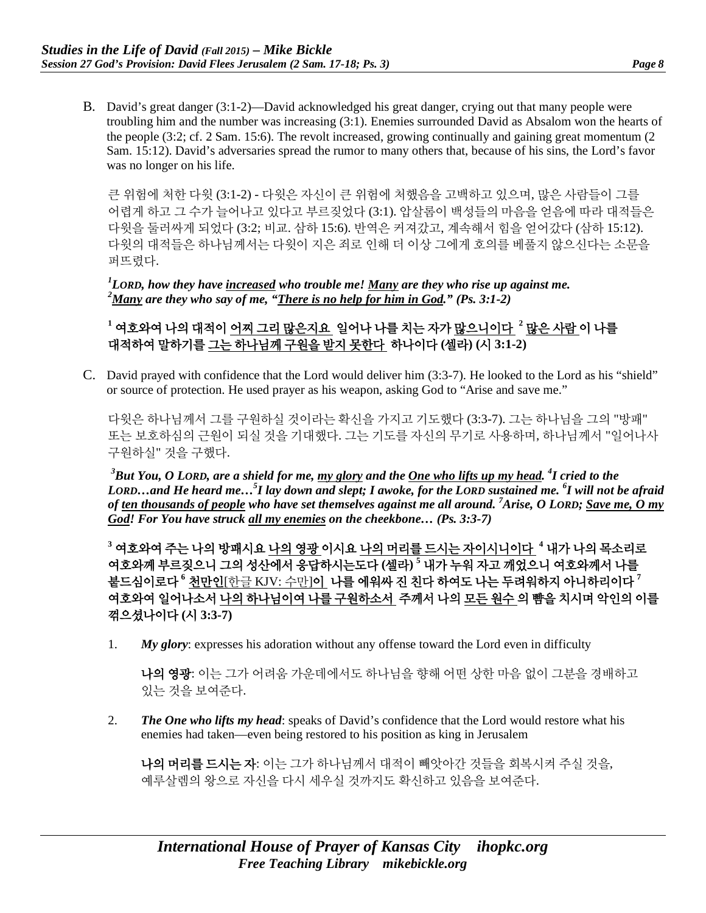B. David's great danger (3:1-2)—David acknowledged his great danger, crying out that many people were troubling him and the number was increasing (3:1). Enemies surrounded David as Absalom won the hearts of the people (3:2; cf. 2 Sam. 15:6). The revolt increased, growing continually and gaining great momentum (2 Sam. 15:12). David's adversaries spread the rumor to many others that, because of his sins, the Lord's favor was no longer on his life.

큰 위험에 처한 다윗 (3:1-2) - 다윗은 자신이 큰 위험에 처했음을 고백하고 있으며, 많은 사람들이 그를 어렵게 하고 그 수가 늘어나고 있다고 부르짖었다 (3:1). 압살롬이 백성들의 마음을 얻음에 따라 대적들은 다윗을 둘러싸게 되었다 (3:2; 비교. 삼하 15:6). 반역은 커져갔고, 계속해서 힘을 얻어갔다 (삼하 15:12). 다윗의 대적들은 하나님께서는 다윗이 지은 죄로 인해 더 이상 그에게 호의를 베풀지 않으신다는 소문을 퍼뜨렸다.

***[1]LORD, how they have <u>increased</u> who trouble me! <u>Many</u> are they who rise up against me. [2]<u>Many</u> are they who say of me, "<u>There is no help for him in God</u>." (Ps. 3:1-2)***

**[1] 여호와여 나의 대적이 <u>어찌 그리 많은지요</u> 일어나 나를 치는 자가 <u>많으니이다</u> [2] <u>많은 사람</u>이 나를 대적하여 말하기를 <u>그는 하나님께 구원을 받지 못한다</u> 하나이다 (셀라) (시 3:1-2)**

C. David prayed with confidence that the Lord would deliver him (3:3-7). He looked to the Lord as his "shield" or source of protection. He used prayer as his weapon, asking God to "Arise and save me."

다윗은 하나님께서 그를 구원하실 것이라는 확신을 가지고 기도했다 (3:3-7). 그는 하나님을 그의 "방패" 또는 보호하심의 근원이 되실 것을 기대했다. 그는 기도를 자신의 무기로 사용하며, 하나님께서 "일어나사 구원하실" 것을 구했다.

***[3]But You, O LORD, are a shield for me, <u>my glory</u> and the <u>One who lifts up my head</u>. [4]I cried to the LORD…and He heard me…[5]I lay down and slept; I awoke, for the LORD sustained me. [6]I will not be afraid of <u>ten thousands of people</u> who have set themselves against me all around. [7]Arise, O LORD; <u>Save me, O my God</u>! For You have struck <u>all my enemies</u> on the cheekbone… (Ps. 3:3-7)***

**[3] 여호와여 주는 나의 방패시요 <u>나의 영광</u>이시요 <u>나의 머리를 드시는 자이시니이다</u> [4] 내가 나의 목소리로 여호와께 부르짖으니 그의 성산에서 응답하시는도다 (셀라) [5] 내가 누워 자고 깨었으니 여호와께서 나를 붙드심이로다 [6] <u>천만인</u>[한글 KJV: 수만]이 나를 에워싸 진 친다 하여도 나는 두려워하지 아니하리이다 [7] 여호와여 일어나소서 <u>나의 하나님이여 나를 구원하소서</u> 주께서 나의 <u>모든 원수</u>의 뺨을 치시며 악인의 이를 꺾으셨나이다 (시 3:3-7)**

1. ***My glory***: expresses his adoration without any offense toward the Lord even in difficulty

   **나의 영광**: 이는 그가 어려움 가운데에서도 하나님을 향해 어떤 상한 마음 없이 그분을 경배하고 있는 것을 보여준다.

2. ***The One who lifts my head***: speaks of David's confidence that the Lord would restore what his enemies had taken—even being restored to his position as king in Jerusalem

   **나의 머리를 드시는 자**: 이는 그가 하나님께서 대적이 빼앗아간 것들을 회복시켜 주실 것을, 예루살렘의 왕으로 자신을 다시 세우실 것까지도 확신하고 있음을 보여준다.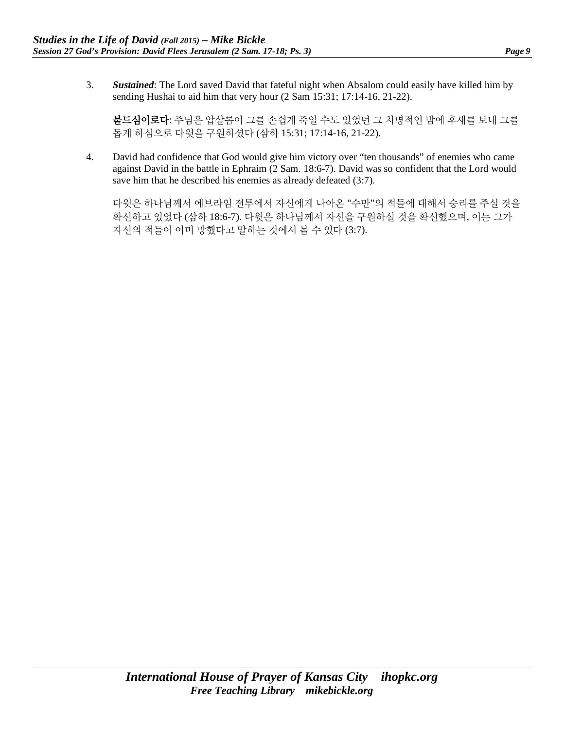3. ***Sustained***: The Lord saved David that fateful night when Absalom could easily have killed him by sending Hushai to aid him that very hour (2 Sam 15:31; 17:14-16, 21-22).

   **붙드심이로다**: 주님은 압살롬이 그를 손쉽게 죽일 수도 있었던 그 치명적인 밤에 후새를 보내 그를 돕게 하심으로 다윗을 구원하셨다 (삼하 15:31; 17:14-16, 21-22).

4. David had confidence that God would give him victory over "ten thousands" of enemies who came against David in the battle in Ephraim (2 Sam. 18:6-7). David was so confident that the Lord would save him that he described his enemies as already defeated (3:7).

   다윗은 하나님께서 에브라임 전투에서 자신에게 나아온 "수만"의 적들에 대해서 승리를 주실 것을 확신하고 있었다 (삼하 18:6-7). 다윗은 하나님께서 자신을 구원하실 것을 확신했으며, 이는 그가 자신의 적들이 이미 망했다고 말하는 것에서 볼 수 있다 (3:7).